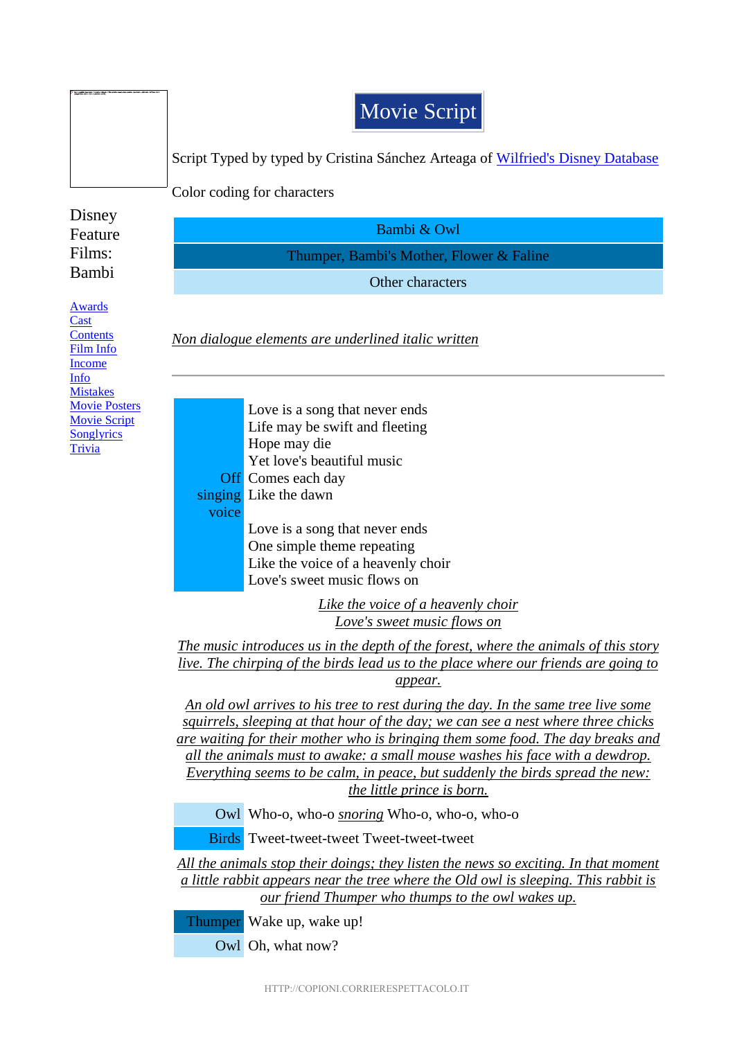# Movie Script

Script Typed by typed by Cristina Sánchez Arteaga of Wilfried's Disney Database

Color coding for characters

| |
|---|
| Bambi & Owl |
| Thumper, Bambi's Mother, Flower & Faline |
| Other characters |

Disney Feature Films: Bambi

- Awards
- Cast
- Contents
- Film Info
- Income
- Info
- Mistakes
- Movie Posters
- Movie Script
- Songlyrics
- Trivia

*Non dialogue elements are underlined italic written*

---

| | |
|---|---|
| Off singing voice | Love is a song that never ends<br>Life may be swift and fleeting<br>Hope may die<br>Yet love's beautiful music<br>Comes each day<br>Like the dawn<br><br>Love is a song that never ends<br>One simple theme repeating<br>Like the voice of a heavenly choir<br>Love's sweet music flows on |

*Like the voice of a heavenly choir*
*Love's sweet music flows on*

*The music introduces us in the depth of the forest, where the animals of this story live. The chirping of the birds lead us to the place where our friends are going to appear.*

*An old owl arrives to his tree to rest during the day. In the same tree live some squirrels, sleeping at that hour of the day; we can see a nest where three chicks are waiting for their mother who is bringing them some food. The day breaks and all the animals must to awake: a small mouse washes his face with a dewdrop. Everything seems to be calm, in peace, but suddenly the birds spread the new: the little prince is born.*

| | |
|---|---|
| Owl | Who-o, who-o *snoring* Who-o, who-o, who-o |
| Birds | Tweet-tweet-tweet Tweet-tweet-tweet |

*All the animals stop their doings; they listen the news so exciting. In that moment a little rabbit appears near the tree where the Old owl is sleeping. This rabbit is our friend Thumper who thumps to the owl wakes up.*

| | |
|---|---|
| Thumper | Wake up, wake up! |
| Owl | Oh, what now? |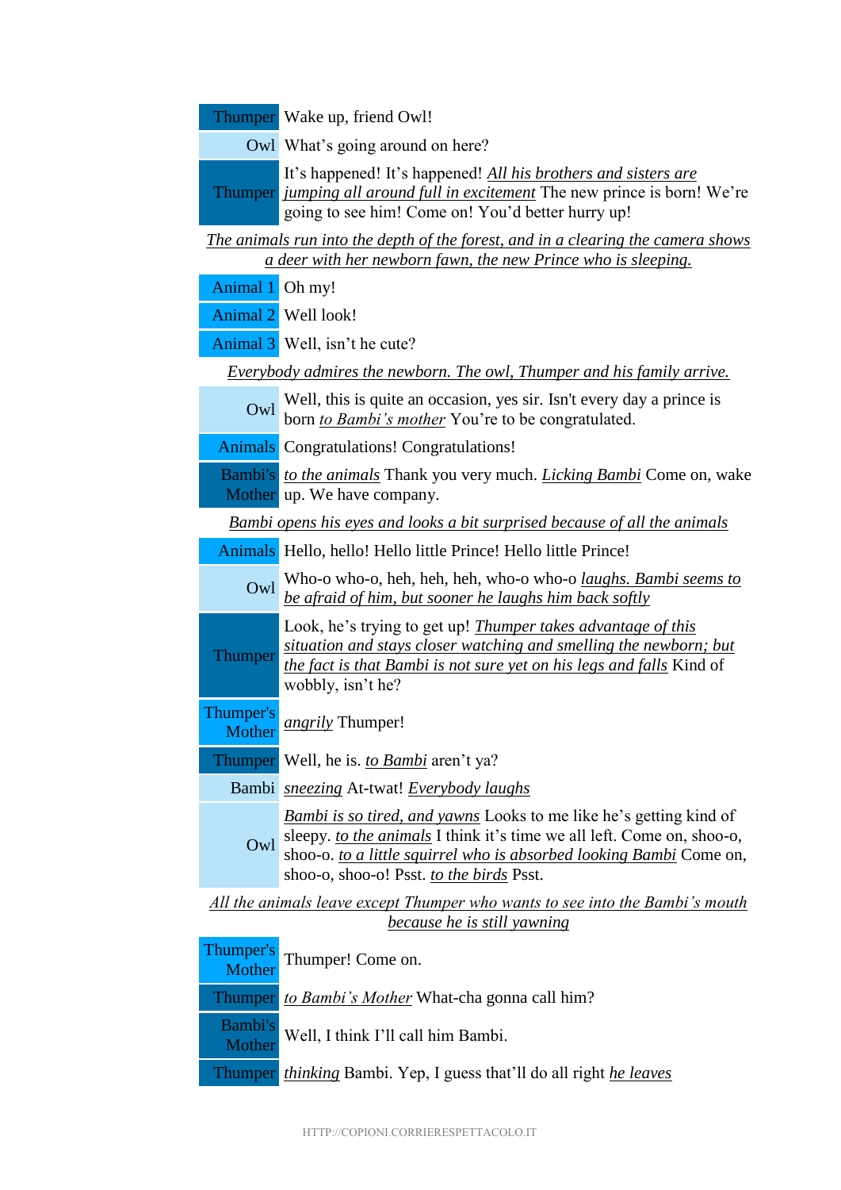| | |
|---|---|
| Thumper | Wake up, friend Owl! |
| Owl | What's going around on here? |
| Thumper | It's happened! It's happened! _All his brothers and sisters are jumping all around full in excitement_ The new prince is born! We're going to see him! Come on! You'd better hurry up! |

_The animals run into the depth of the forest, and in a clearing the camera shows a deer with her newborn fawn, the new Prince who is sleeping._

| | |
|---|---|
| Animal 1 | Oh my! |
| Animal 2 | Well look! |
| Animal 3 | Well, isn't he cute? |

_Everybody admires the newborn. The owl, Thumper and his family arrive._

| | |
|---|---|
| Owl | Well, this is quite an occasion, yes sir. Isn't every day a prince is born _to Bambi's mother_ You're to be congratulated. |
| Animals | Congratulations! Congratulations! |
| Bambi's Mother | _to the animals_ Thank you very much. _Licking Bambi_ Come on, wake up. We have company. |

_Bambi opens his eyes and looks a bit surprised because of all the animals_

| | |
|---|---|
| Animals | Hello, hello! Hello little Prince! Hello little Prince! |
| Owl | Who-o who-o, heh, heh, heh, who-o who-o _laughs. Bambi seems to be afraid of him, but sooner he laughs him back softly_ |
| Thumper | Look, he's trying to get up! _Thumper takes advantage of this situation and stays closer watching and smelling the newborn; but the fact is that Bambi is not sure yet on his legs and falls_ Kind of wobbly, isn't he? |
| Thumper's Mother | _angrily_ Thumper! |
| Thumper | Well, he is. _to Bambi_ aren't ya? |
| Bambi | _sneezing_ At-twat! _Everybody laughs_ |
| Owl | _Bambi is so tired, and yawns_ Looks to me like he's getting kind of sleepy. _to the animals_ I think it's time we all left. Come on, shoo-o, shoo-o. _to a little squirrel who is absorbed looking Bambi_ Come on, shoo-o, shoo-o! Psst. _to the birds_ Psst. |

_All the animals leave except Thumper who wants to see into the Bambi's mouth because he is still yawning_

| | |
|---|---|
| Thumper's Mother | Thumper! Come on. |
| Thumper | _to Bambi's Mother_ What-cha gonna call him? |
| Bambi's Mother | Well, I think I'll call him Bambi. |
| Thumper | _thinking_ Bambi. Yep, I guess that'll do all right _he leaves_ |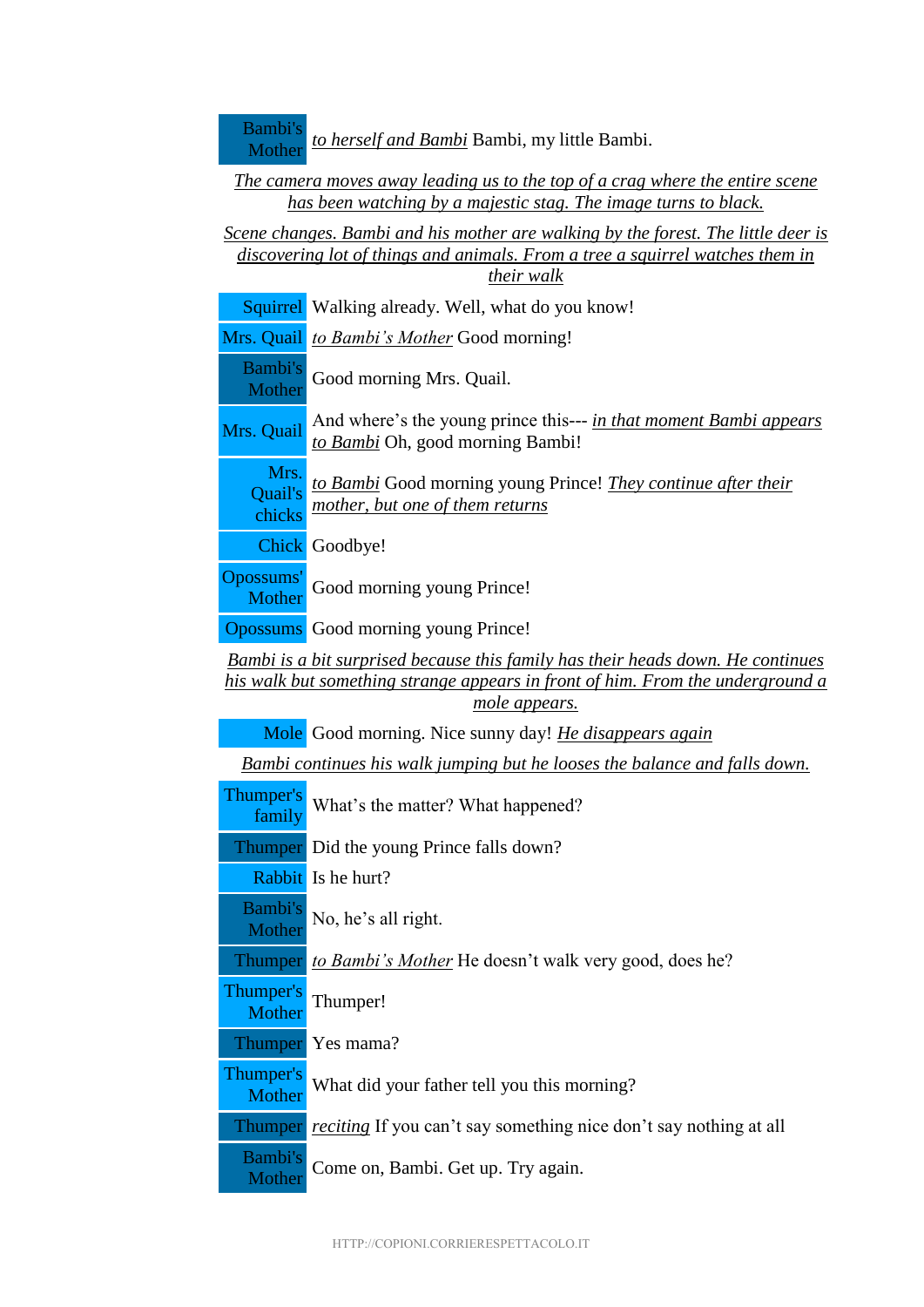| | |
|---|---|
| Bambi's Mother | *to herself and Bambi* Bambi, my little Bambi. |

*The camera moves away leading us to the top of a crag where the entire scene has been watching by a majestic stag. The image turns to black.*

*Scene changes. Bambi and his mother are walking by the forest. The little deer is discovering lot of things and animals. From a tree a squirrel watches them in their walk*

| | |
|---|---|
| Squirrel | Walking already. Well, what do you know! |
| Mrs. Quail | *to Bambi's Mother* Good morning! |
| Bambi's Mother | Good morning Mrs. Quail. |
| Mrs. Quail | And where's the young prince this--- *in that moment Bambi appears* *to Bambi* Oh, good morning Bambi! |
| Mrs. Quail's chicks | *to Bambi* Good morning young Prince! *They continue after their mother, but one of them returns* |
| Chick | Goodbye! |
| Opossums' Mother | Good morning young Prince! |
| Opossums | Good morning young Prince! |

*Bambi is a bit surprised because this family has their heads down. He continues his walk but something strange appears in front of him. From the underground a mole appears.*

| | |
|---|---|
| Mole | Good morning. Nice sunny day! *He disappears again* |

*Bambi continues his walk jumping but he looses the balance and falls down.*

| | |
|---|---|
| Thumper's family | What's the matter? What happened? |
| Thumper | Did the young Prince falls down? |
| Rabbit | Is he hurt? |
| Bambi's Mother | No, he's all right. |
| Thumper | *to Bambi's Mother* He doesn't walk very good, does he? |
| Thumper's Mother | Thumper! |
| Thumper | Yes mama? |
| Thumper's Mother | What did your father tell you this morning? |
| Thumper | *reciting* If you can't say something nice don't say nothing at all |
| Bambi's Mother | Come on, Bambi. Get up. Try again. |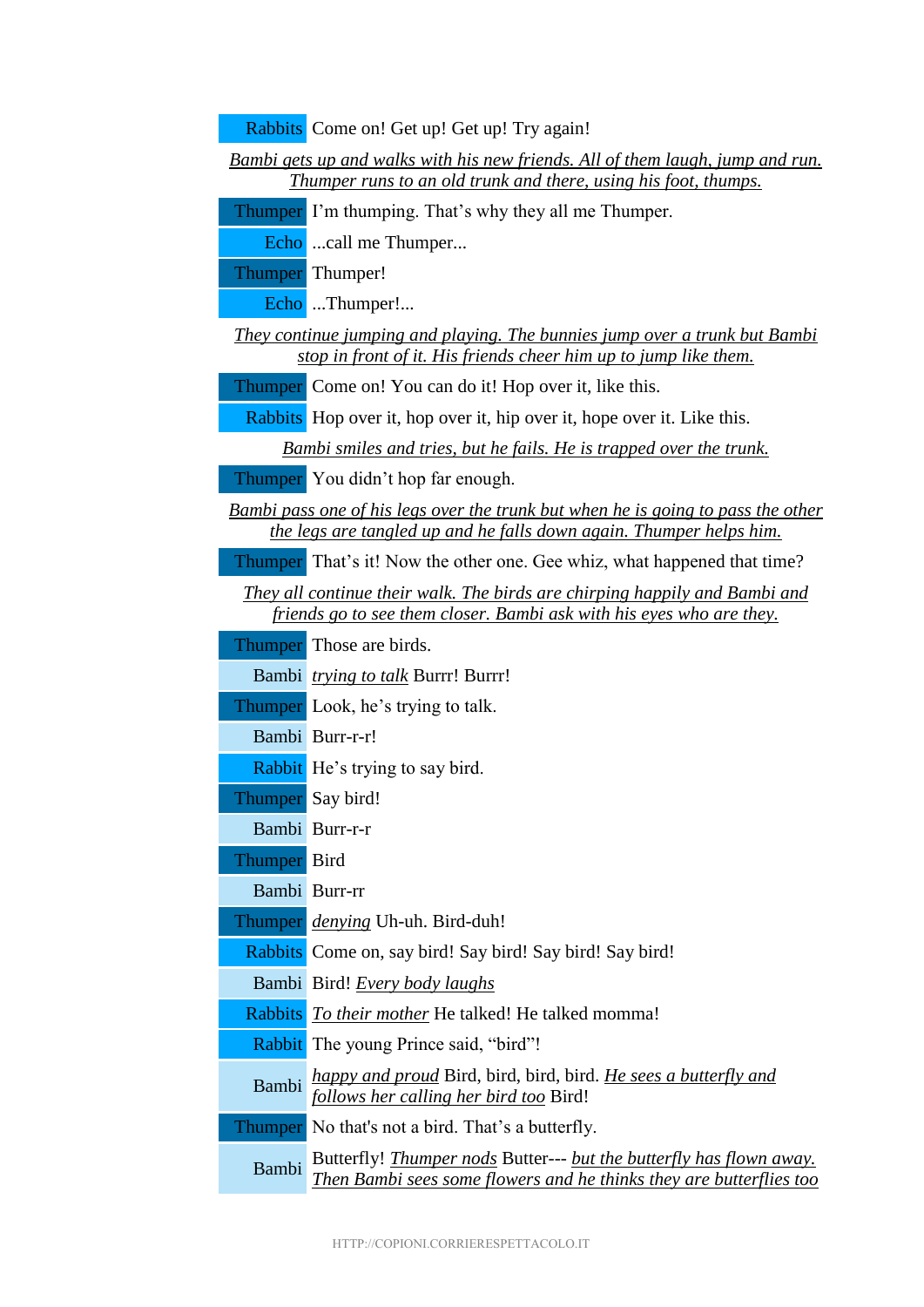| | |
|---|---|
| Rabbits | Come on! Get up! Get up! Try again! |

*Bambi gets up and walks with his new friends. All of them laugh, jump and run. Thumper runs to an old trunk and there, using his foot, thumps.*

| | |
|---|---|
| Thumper | I'm thumping. That's why they all me Thumper. |
| Echo | ...call me Thumper... |
| Thumper | Thumper! |
| Echo | ...Thumper!... |

*They continue jumping and playing. The bunnies jump over a trunk but Bambi stop in front of it. His friends cheer him up to jump like them.*

| | |
|---|---|
| Thumper | Come on! You can do it! Hop over it, like this. |
| Rabbits | Hop over it, hop over it, hip over it, hope over it. Like this. |

*Bambi smiles and tries, but he fails. He is trapped over the trunk.*

| | |
|---|---|
| Thumper | You didn't hop far enough. |

*Bambi pass one of his legs over the trunk but when he is going to pass the other the legs are tangled up and he falls down again. Thumper helps him.*

| | |
|---|---|
| Thumper | That's it! Now the other one. Gee whiz, what happened that time? |

*They all continue their walk. The birds are chirping happily and Bambi and friends go to see them closer. Bambi ask with his eyes who are they.*

| | |
|---|---|
| Thumper | Those are birds. |
| Bambi | *trying to talk* Burrr! Burrr! |
| Thumper | Look, he's trying to talk. |
| Bambi | Burr-r-r! |
| Rabbit | He's trying to say bird. |
| Thumper | Say bird! |
| Bambi | Burr-r-r |
| Thumper | Bird |
| Bambi | Burr-rr |
| Thumper | *denying* Uh-uh. Bird-duh! |
| Rabbits | Come on, say bird! Say bird! Say bird! Say bird! |
| Bambi | Bird! *Every body laughs* |
| Rabbits | *To their mother* He talked! He talked momma! |
| Rabbit | The young Prince said, "bird"! |
| Bambi | *happy and proud* Bird, bird, bird, bird. *He sees a butterfly and follows her calling her bird too* Bird! |
| Thumper | No that's not a bird. That's a butterfly. |
| Bambi | Butterfly! *Thumper nods* Butter--- *but the butterfly has flown away. Then Bambi sees some flowers and he thinks they are butterflies too* |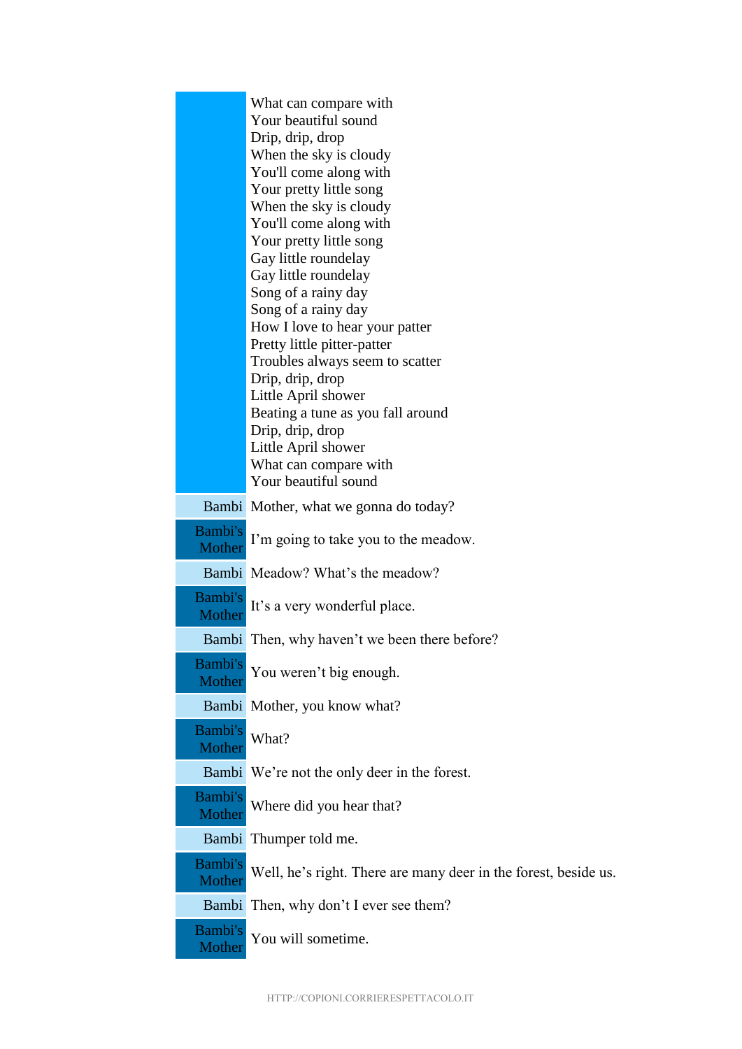| | |
|---|---|
| | What can compare with<br>Your beautiful sound<br>Drip, drip, drop<br>When the sky is cloudy<br>You'll come along with<br>Your pretty little song<br>When the sky is cloudy<br>You'll come along with<br>Your pretty little song<br>Gay little roundelay<br>Gay little roundelay<br>Song of a rainy day<br>Song of a rainy day<br>How I love to hear your patter<br>Pretty little pitter-patter<br>Troubles always seem to scatter<br>Drip, drip, drop<br>Little April shower<br>Beating a tune as you fall around<br>Drip, drip, drop<br>Little April shower<br>What can compare with<br>Your beautiful sound |
| Bambi | Mother, what we gonna do today? |
| Bambi's Mother | I'm going to take you to the meadow. |
| Bambi | Meadow? What's the meadow? |
| Bambi's Mother | It's a very wonderful place. |
| Bambi | Then, why haven't we been there before? |
| Bambi's Mother | You weren't big enough. |
| Bambi | Mother, you know what? |
| Bambi's Mother | What? |
| Bambi | We're not the only deer in the forest. |
| Bambi's Mother | Where did you hear that? |
| Bambi | Thumper told me. |
| Bambi's Mother | Well, he's right. There are many deer in the forest, beside us. |
| Bambi | Then, why don't I ever see them? |
| Bambi's Mother | You will sometime. |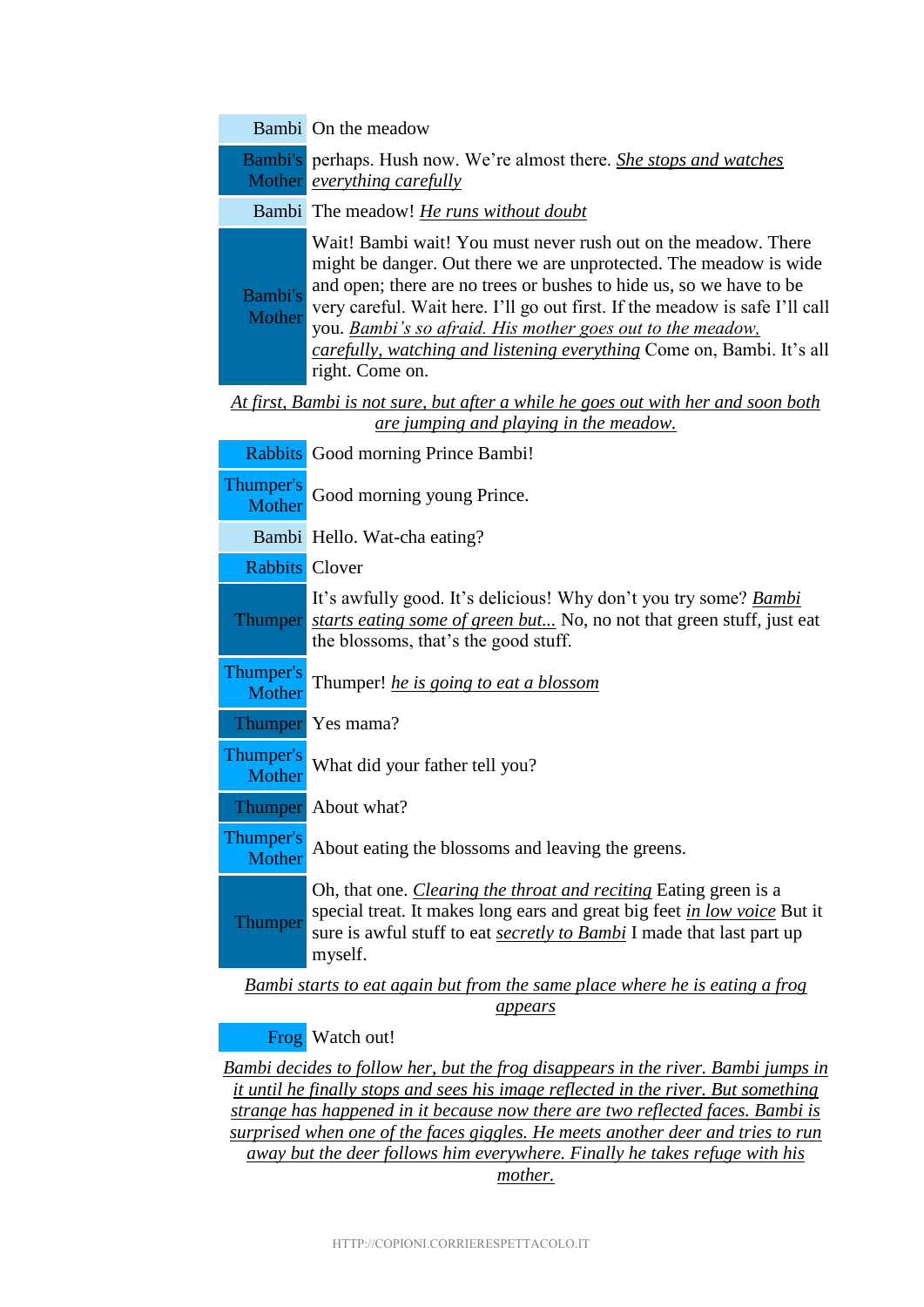| | |
|---|---|
| Bambi | On the meadow |
| Bambi's Mother | perhaps. Hush now. We're almost there. *She stops and watches everything carefully* |
| Bambi | The meadow! *He runs without doubt* |
| Bambi's Mother | Wait! Bambi wait! You must never rush out on the meadow. There might be danger. Out there we are unprotected. The meadow is wide and open; there are no trees or bushes to hide us, so we have to be very careful. Wait here. I'll go out first. If the meadow is safe I'll call you. *Bambi's so afraid. His mother goes out to the meadow, carefully, watching and listening everything* Come on, Bambi. It's all right. Come on. |

*At first, Bambi is not sure, but after a while he goes out with her and soon both are jumping and playing in the meadow.*

| | |
|---|---|
| Rabbits | Good morning Prince Bambi! |
| Thumper's Mother | Good morning young Prince. |
| Bambi | Hello. Wat-cha eating? |
| Rabbits | Clover |
| Thumper | It's awfully good. It's delicious! Why don't you try some? *Bambi starts eating some of green but...* No, no not that green stuff, just eat the blossoms, that's the good stuff. |
| Thumper's Mother | Thumper! *he is going to eat a blossom* |
| Thumper | Yes mama? |
| Thumper's Mother | What did your father tell you? |
| Thumper | About what? |
| Thumper's Mother | About eating the blossoms and leaving the greens. |
| Thumper | Oh, that one. *Clearing the throat and reciting* Eating green is a special treat. It makes long ears and great big feet *in low voice* But it sure is awful stuff to eat *secretly to Bambi* I made that last part up myself. |

*Bambi starts to eat again but from the same place where he is eating a frog appears*

| | |
|---|---|
| Frog | Watch out! |

*Bambi decides to follow her, but the frog disappears in the river. Bambi jumps in it until he finally stops and sees his image reflected in the river. But something strange has happened in it because now there are two reflected faces. Bambi is surprised when one of the faces giggles. He meets another deer and tries to run away but the deer follows him everywhere. Finally he takes refuge with his mother.*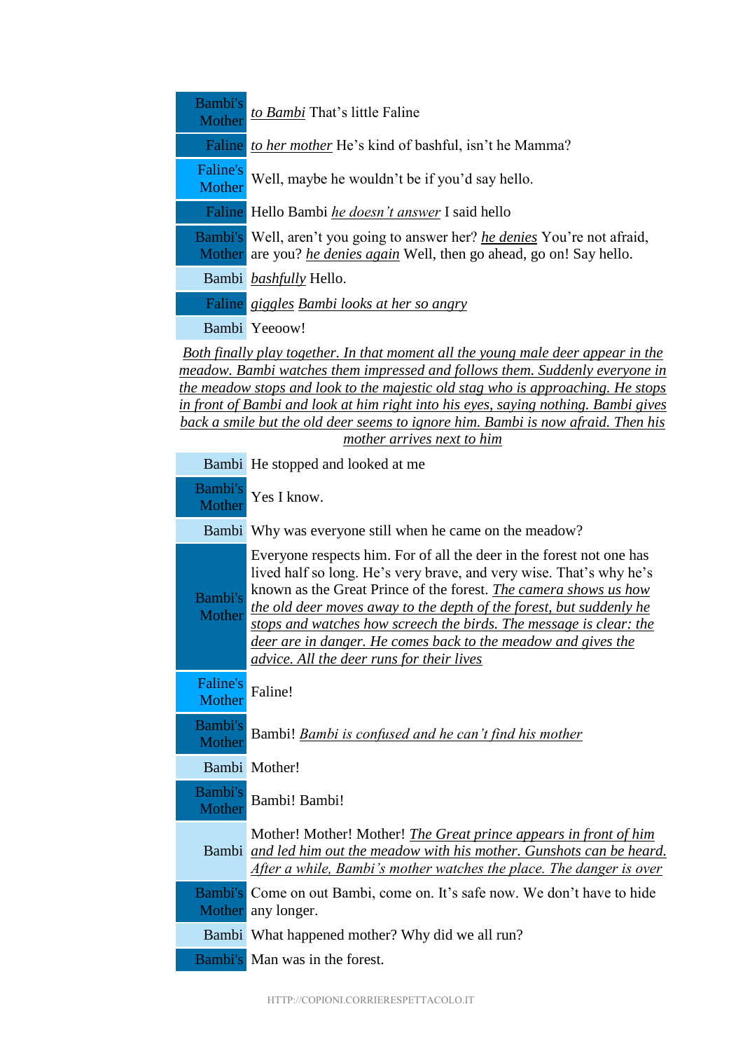| | |
|---|---|
| Bambi's Mother | _to Bambi_ That's little Faline |
| Faline | _to her mother_ He's kind of bashful, isn't he Mamma? |
| Faline's Mother | Well, maybe he wouldn't be if you'd say hello. |
| Faline | Hello Bambi _he doesn't answer_ I said hello |
| Bambi's Mother | Well, aren't you going to answer her? _he denies_ You're not afraid, are you? _he denies again_ Well, then go ahead, go on! Say hello. |
| Bambi | _bashfully_ Hello. |
| Faline | _giggles_ _Bambi looks at her so angry_ |
| Bambi | Yeeoow! |

_Both finally play together. In that moment all the young male deer appear in the meadow. Bambi watches them impressed and follows them. Suddenly everyone in the meadow stops and look to the majestic old stag who is approaching. He stops in front of Bambi and look at him right into his eyes, saying nothing. Bambi gives back a smile but the old deer seems to ignore him. Bambi is now afraid. Then his mother arrives next to him_

| | |
|---|---|
| Bambi | He stopped and looked at me |
| Bambi's Mother | Yes I know. |
| Bambi | Why was everyone still when he came on the meadow? |
| Bambi's Mother | Everyone respects him. For of all the deer in the forest not one has lived half so long. He's very brave, and very wise. That's why he's known as the Great Prince of the forest. _The camera shows us how the old deer moves away to the depth of the forest, but suddenly he stops and watches how screech the birds. The message is clear: the deer are in danger. He comes back to the meadow and gives the advice. All the deer runs for their lives_ |
| Faline's Mother | Faline! |
| Bambi's Mother | Bambi! _Bambi is confused and he can't find his mother_ |
| Bambi | Mother! |
| Bambi's Mother | Bambi! Bambi! |
| Bambi | Mother! Mother! Mother! _The Great prince appears in front of him and led him out the meadow with his mother. Gunshots can be heard. After a while, Bambi's mother watches the place. The danger is over_ |
| Bambi's Mother | Come on out Bambi, come on. It's safe now. We don't have to hide any longer. |
| Bambi | What happened mother? Why did we all run? |
| Bambi's | Man was in the forest. |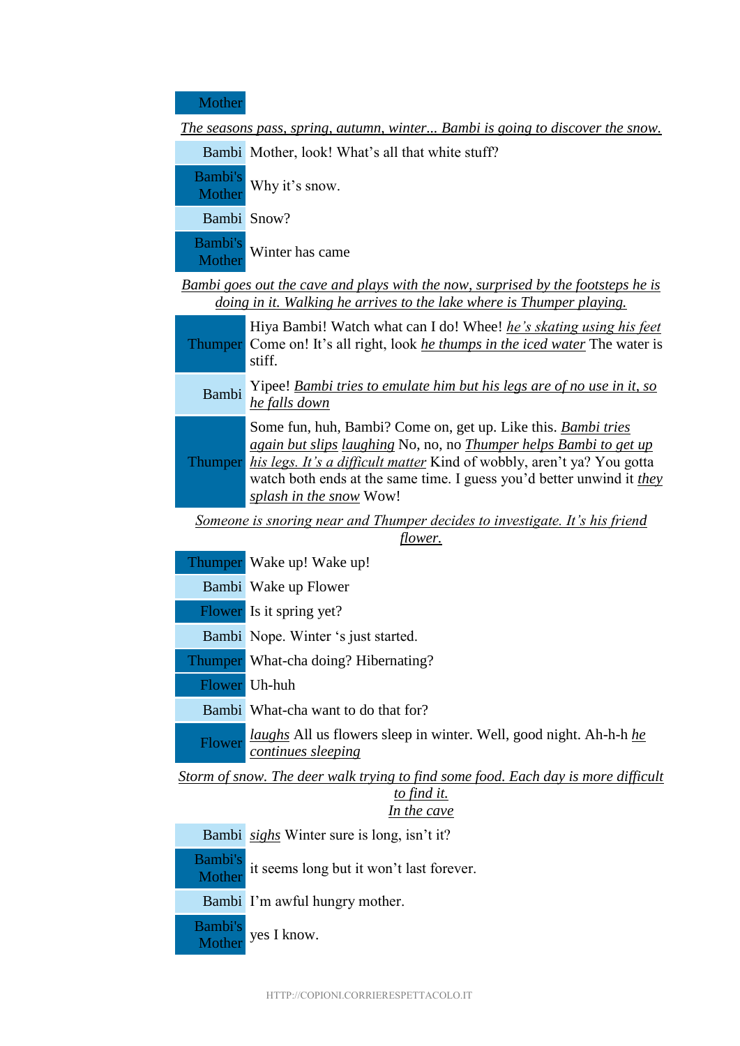| Mother | |
|---|---|

*The seasons pass, spring, autumn, winter... Bambi is going to discover the snow.*

| Bambi | Mother, look! What's all that white stuff? |
|---|---|
| Bambi's Mother | Why it's snow. |
| Bambi | Snow? |
| Bambi's Mother | Winter has came |

*Bambi goes out the cave and plays with the now, surprised by the footsteps he is doing in it. Walking he arrives to the lake where is Thumper playing.*

| Thumper | Hiya Bambi! Watch what can I do! Whee! *he's skating using his feet* Come on! It's all right, look *he thumps in the iced water* The water is stiff. |
|---|---|
| Bambi | Yipee! *Bambi tries to emulate him but his legs are of no use in it, so he falls down* |
| Thumper | Some fun, huh, Bambi? Come on, get up. Like this. *Bambi tries again but slips* *laughing* No, no, no *Thumper helps Bambi to get up his legs. It's a difficult matter* Kind of wobbly, aren't ya? You gotta watch both ends at the same time. I guess you'd better unwind it *they splash in the snow* Wow! |

*Someone is snoring near and Thumper decides to investigate. It's his friend flower.*

| Thumper | Wake up! Wake up! |
|---|---|
| Bambi | Wake up Flower |
| Flower | Is it spring yet? |
| Bambi | Nope. Winter 's just started. |
| Thumper | What-cha doing? Hibernating? |
| Flower | Uh-huh |
| Bambi | What-cha want to do that for? |
| Flower | *laughs* All us flowers sleep in winter. Well, good night. Ah-h-h *he continues sleeping* |

*Storm of snow. The deer walk trying to find some food. Each day is more difficult to find it.*
*In the cave*

| Bambi | *sighs* Winter sure is long, isn't it? |
|---|---|
| Bambi's Mother | it seems long but it won't last forever. |
| Bambi | I'm awful hungry mother. |
| Bambi's Mother | yes I know. |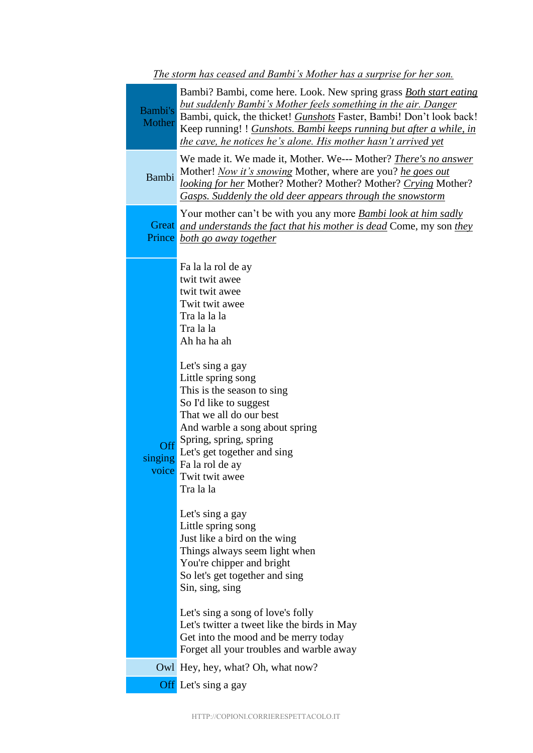*The storm has ceased and Bambi's Mother has a surprise for her son.*

| | |
|---|---|
| Bambi's Mother | Bambi? Bambi, come here. Look. New spring grass *Both start eating but suddenly Bambi's Mother feels something in the air. Danger* Bambi, quick, the thicket! *Gunshots* Faster, Bambi! Don't look back! Keep running! ! *Gunshots. Bambi keeps running but after a while, in the cave, he notices he's alone. His mother hasn't arrived yet* |
| Bambi | We made it. We made it, Mother. We--- Mother? *There's no answer* Mother! *Now it's snowing* Mother, where are you? *he goes out looking for her* Mother? Mother? Mother? Mother? *Crying* Mother? *Gasps. Suddenly the old deer appears through the snowstorm* |
| Great Prince | Your mother can't be with you any more *Bambi look at him sadly and understands the fact that his mother is dead* Come, my son *they both go away together* |
| Off singing voice | Fa la la rol de ay<br>twit twit awee<br>twit twit awee<br>Twit twit awee<br>Tra la la la<br>Tra la la<br>Ah ha ha ah<br><br>Let's sing a gay<br>Little spring song<br>This is the season to sing<br>So I'd like to suggest<br>That we all do our best<br>And warble a song about spring<br>Spring, spring, spring<br>Let's get together and sing<br>Fa la rol de ay<br>Twit twit awee<br>Tra la la<br><br>Let's sing a gay<br>Little spring song<br>Just like a bird on the wing<br>Things always seem light when<br>You're chipper and bright<br>So let's get together and sing<br>Sin, sing, sing<br><br>Let's sing a song of love's folly<br>Let's twitter a tweet like the birds in May<br>Get into the mood and be merry today<br>Forget all your troubles and warble away |
| Owl | Hey, hey, what? Oh, what now? |
| Off | Let's sing a gay |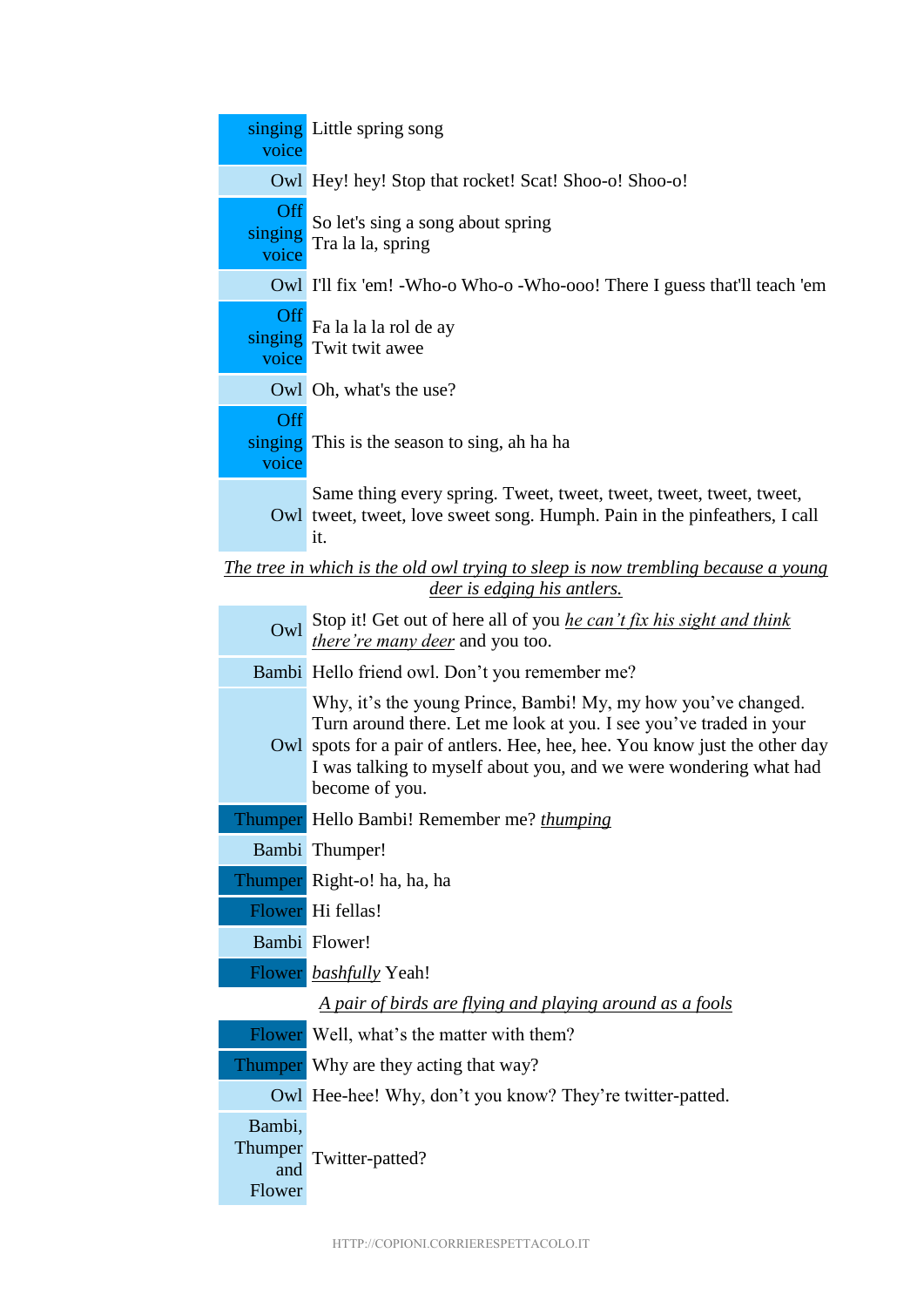| | |
|---|---|
| singing voice | Little spring song |
| Owl | Hey! hey! Stop that rocket! Scat! Shoo-o! Shoo-o! |
| Off singing voice | So let's sing a song about spring<br>Tra la la, spring |
| Owl | I'll fix 'em! -Who-o Who-o -Who-ooo! There I guess that'll teach 'em |
| Off singing voice | Fa la la la rol de ay<br>Twit twit awee |
| Owl | Oh, what's the use? |
| Off singing voice | This is the season to sing, ah ha ha |
| Owl | Same thing every spring. Tweet, tweet, tweet, tweet, tweet, tweet, tweet, tweet, love sweet song. Humph. Pain in the pinfeathers, I call it. |

_The tree in which is the old owl trying to sleep is now trembling because a young deer is edging his antlers._

| | |
|---|---|
| Owl | Stop it! Get out of here all of you _he can't fix his sight and think there're many deer_ and you too. |
| Bambi | Hello friend owl. Don't you remember me? |
| Owl | Why, it's the young Prince, Bambi! My, my how you've changed. Turn around there. Let me look at you. I see you've traded in your spots for a pair of antlers. Hee, hee, hee. You know just the other day I was talking to myself about you, and we were wondering what had become of you. |
| Thumper | Hello Bambi! Remember me? _thumping_ |
| Bambi | Thumper! |
| Thumper | Right-o! ha, ha, ha |
| Flower | Hi fellas! |
| Bambi | Flower! |
| Flower | _bashfully_ Yeah! |

_A pair of birds are flying and playing around as a fools_

| | |
|---|---|
| Flower | Well, what's the matter with them? |
| Thumper | Why are they acting that way? |
| Owl | Hee-hee! Why, don't you know? They're twitter-patted. |
| Bambi, Thumper and Flower | Twitter-patted? |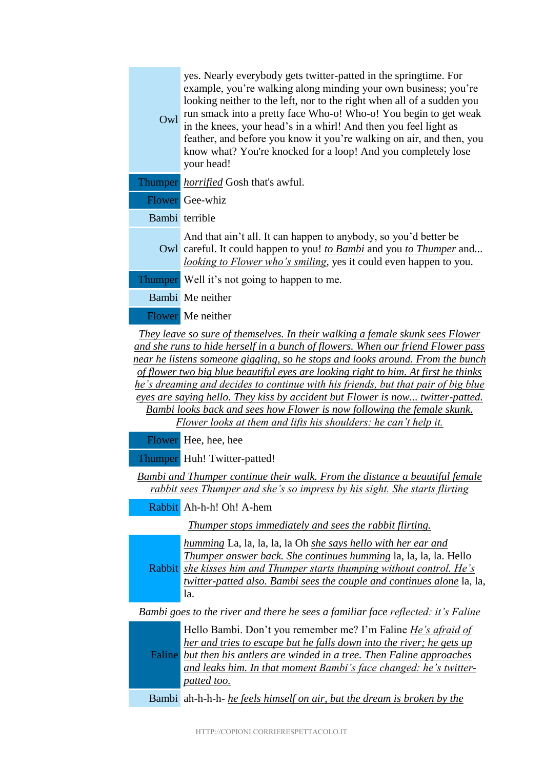| | |
|---|---|
| Owl | yes. Nearly everybody gets twitter-patted in the springtime. For example, you're walking along minding your own business; you're looking neither to the left, nor to the right when all of a sudden you run smack into a pretty face Who-o! Who-o! You begin to get weak in the knees, your head's in a whirl! And then you feel light as feather, and before you know it you're walking on air, and then, you know what? You're knocked for a loop! And you completely lose your head! |
| Thumper | *horrified* Gosh that's awful. |
| Flower | Gee-whiz |
| Bambi | terrible |
| Owl | And that ain't all. It can happen to anybody, so you'd better be careful. It could happen to you! *to Bambi* and you *to Thumper* and... *looking to Flower who's smiling*, yes it could even happen to you. |
| Thumper | Well it's not going to happen to me. |
| Bambi | Me neither |
| Flower | Me neither |

*They leave so sure of themselves. In their walking a female skunk sees Flower and she runs to hide herself in a bunch of flowers. When our friend Flower pass near he listens someone giggling, so he stops and looks around. From the bunch of flower two big blue beautiful eyes are looking right to him. At first he thinks he's dreaming and decides to continue with his friends, but that pair of big blue eyes are saying hello. They kiss by accident but Flower is now... twitter-patted. Bambi looks back and sees how Flower is now following the female skunk. Flower looks at them and lifts his shoulders: he can't help it.*

| | |
|---|---|
| Flower | Hee, hee, hee |
| Thumper | Huh! Twitter-patted! |

*Bambi and Thumper continue their walk. From the distance a beautiful female rabbit sees Thumper and she's so impress by his sight. She starts flirting*

| | |
|---|---|
| Rabbit | Ah-h-h! Oh! A-hem |

*Thumper stops immediately and sees the rabbit flirting.*

| | |
|---|---|
| Rabbit | *humming* La, la, la, la, la Oh *she says hello with her ear and Thumper answer back. She continues humming* la, la, la, la. Hello *she kisses him and Thumper starts thumping without control. He's twitter-patted also. Bambi sees the couple and continues alone* la, la, la. |

*Bambi goes to the river and there he sees a familiar face reflected: it's Faline*

| | |
|---|---|
| Faline | Hello Bambi. Don't you remember me? I'm Faline *He's afraid of her and tries to escape but he falls down into the river; he gets up but then his antlers are winded in a tree. Then Faline approaches and leaks him. In that moment Bambi's face changed: he's twitter-patted too.* |
| Bambi | ah-h-h-h- *he feels himself on air, but the dream is broken by the* |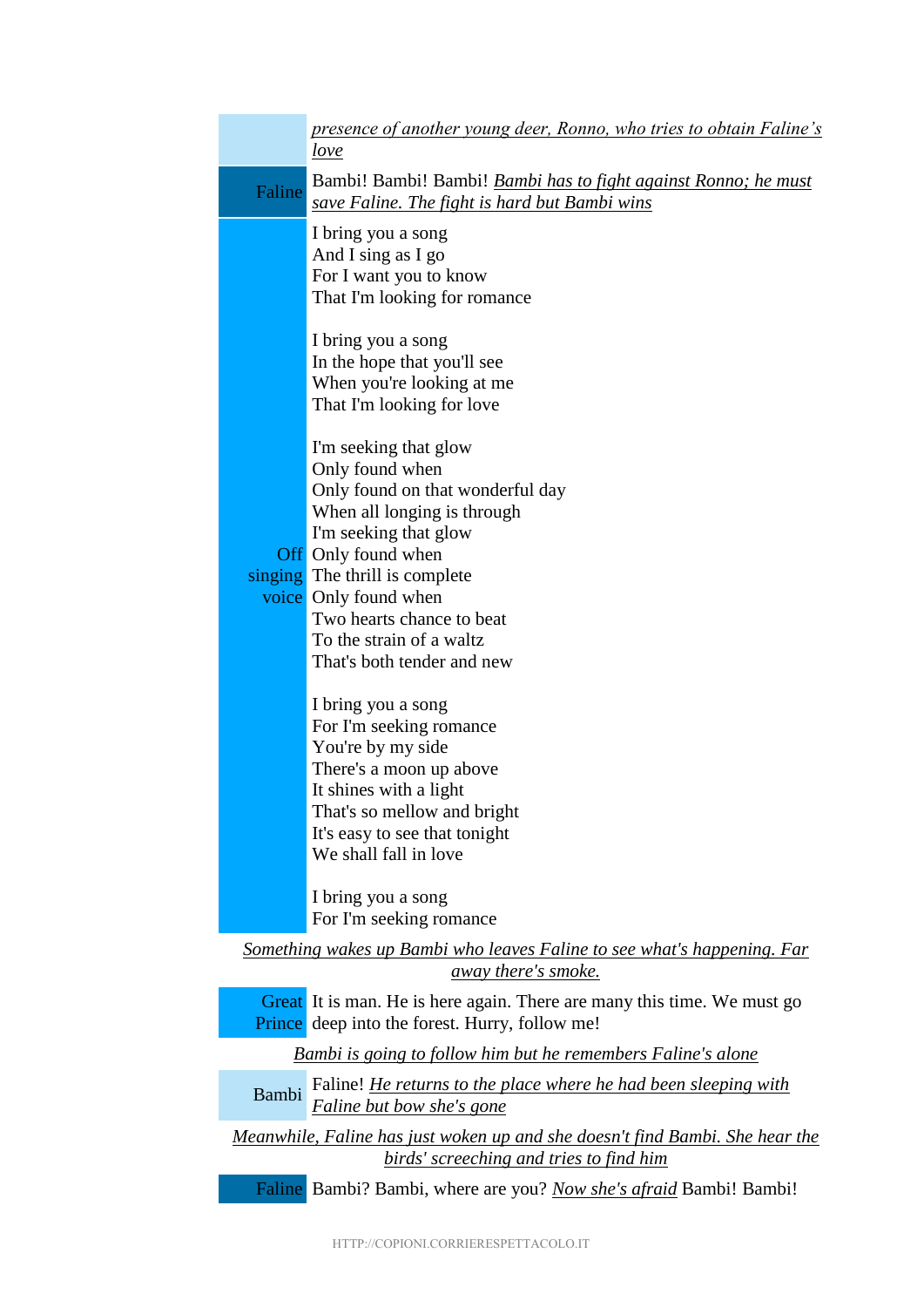| | |
|---|---|
| | *presence of another young deer, Ronno, who tries to obtain Faline's love* |
| Faline | Bambi! Bambi! Bambi! *Bambi has to fight against Ronno; he must save Faline. The fight is hard but Bambi wins* |
| Off singing voice | I bring you a song<br>And I sing as I go<br>For I want you to know<br>That I'm looking for romance<br><br>I bring you a song<br>In the hope that you'll see<br>When you're looking at me<br>That I'm looking for love<br><br>I'm seeking that glow<br>Only found when<br>Only found on that wonderful day<br>When all longing is through<br>I'm seeking that glow<br>Only found when<br>The thrill is complete<br>Only found when<br>Two hearts chance to beat<br>To the strain of a waltz<br>That's both tender and new<br><br>I bring you a song<br>For I'm seeking romance<br>You're by my side<br>There's a moon up above<br>It shines with a light<br>That's so mellow and bright<br>It's easy to see that tonight<br>We shall fall in love<br><br>I bring you a song<br>For I'm seeking romance |

*Something wakes up Bambi who leaves Faline to see what's happening. Far away there's smoke.*

| | |
|---|---|
| Great Prince | It is man. He is here again. There are many this time. We must go deep into the forest. Hurry, follow me! |

*Bambi is going to follow him but he remembers Faline's alone*

| | |
|---|---|
| Bambi | Faline! *He returns to the place where he had been sleeping with Faline but bow she's gone* |

*Meanwhile, Faline has just woken up and she doesn't find Bambi. She hear the birds' screeching and tries to find him*

| | |
|---|---|
| Faline | Bambi? Bambi, where are you? *Now she's afraid* Bambi! Bambi! |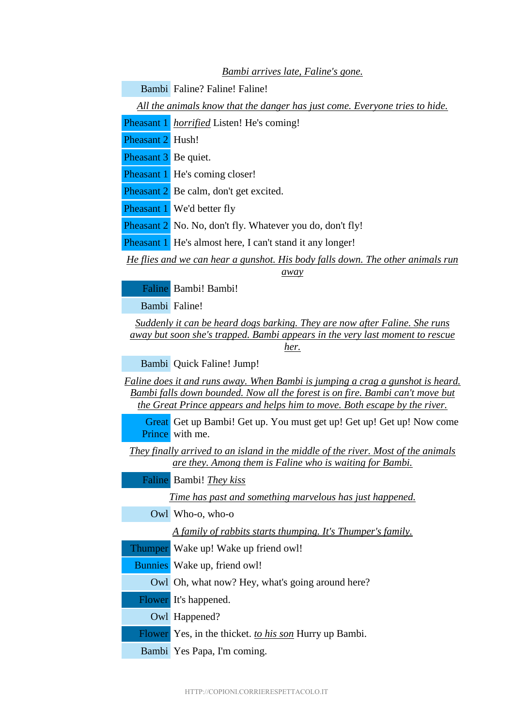*Bambi arrives late, Faline's gone.*

| | |
|---|---|
| Bambi | Faline? Faline! Faline! |

*All the animals know that the danger has just come. Everyone tries to hide.*

| | |
|---|---|
| Pheasant 1 | *horrified* Listen! He's coming! |
| Pheasant 2 | Hush! |
| Pheasant 3 | Be quiet. |
| Pheasant 1 | He's coming closer! |
| Pheasant 2 | Be calm, don't get excited. |
| Pheasant 1 | We'd better fly |
| Pheasant 2 | No. No, don't fly. Whatever you do, don't fly! |
| Pheasant 1 | He's almost here, I can't stand it any longer! |

*He flies and we can hear a gunshot. His body falls down. The other animals run away*

| | |
|---|---|
| Faline | Bambi! Bambi! |
| Bambi | Faline! |

*Suddenly it can be heard dogs barking. They are now after Faline. She runs away but soon she's trapped. Bambi appears in the very last moment to rescue her.*

| | |
|---|---|
| Bambi | Quick Faline! Jump! |

*Faline does it and runs away. When Bambi is jumping a crag a gunshot is heard. Bambi falls down bounded. Now all the forest is on fire. Bambi can't move but the Great Prince appears and helps him to move. Both escape by the river.*

| | |
|---|---|
| Great Prince | Get up Bambi! Get up. You must get up! Get up! Get up! Now come with me. |

*They finally arrived to an island in the middle of the river. Most of the animals are they. Among them is Faline who is waiting for Bambi.*

| | |
|---|---|
| Faline | Bambi! *They kiss* |

*Time has past and something marvelous has just happened.*

| | |
|---|---|
| Owl | Who-o, who-o |

*A family of rabbits starts thumping. It's Thumper's family.*

| | |
|---|---|
| Thumper | Wake up! Wake up friend owl! |
| Bunnies | Wake up, friend owl! |
| Owl | Oh, what now? Hey, what's going around here? |
| Flower | It's happened. |
| Owl | Happened? |
| Flower | Yes, in the thicket. *to his son* Hurry up Bambi. |
| Bambi | Yes Papa, I'm coming. |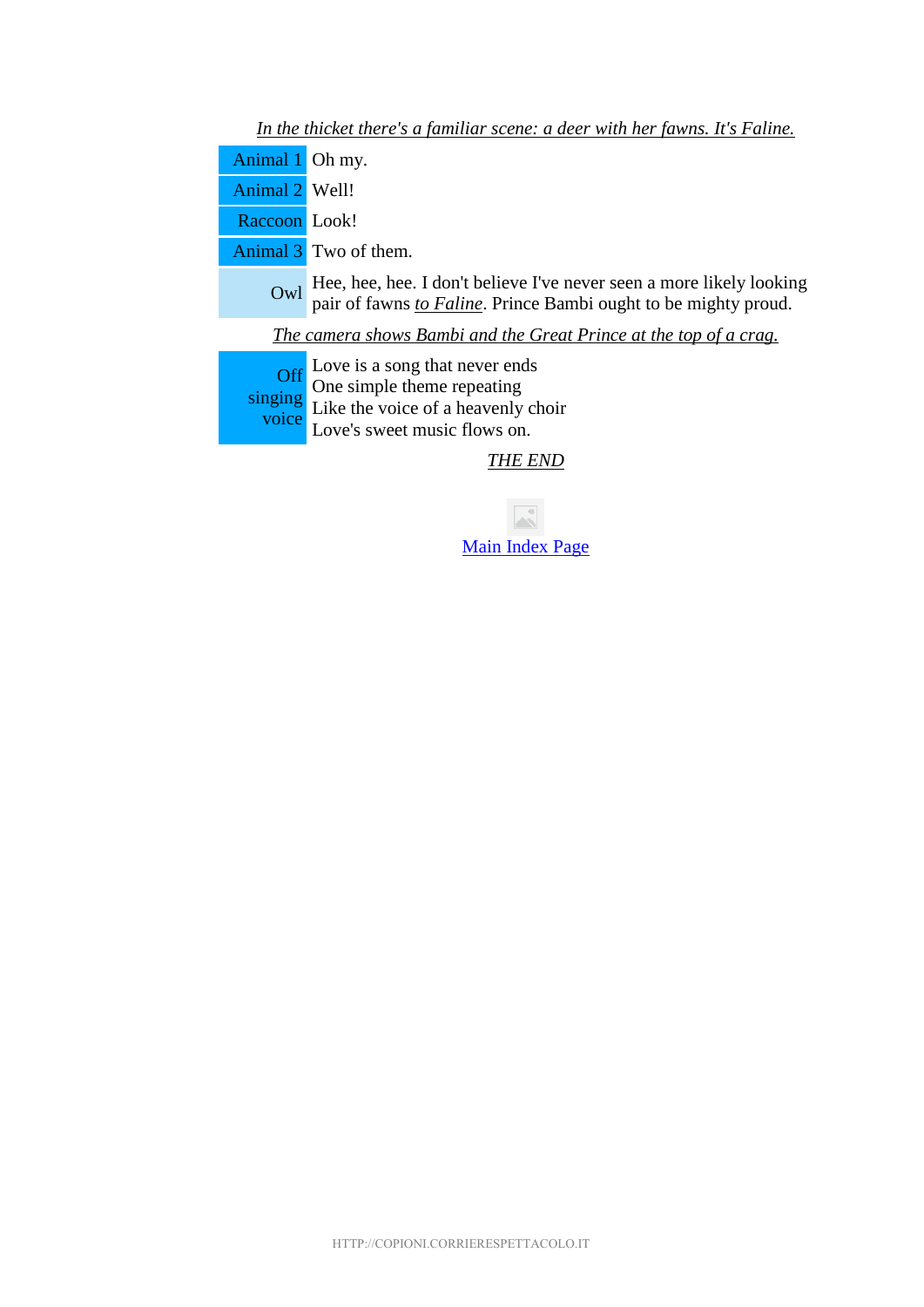*In the thicket there's a familiar scene: a deer with her fawns. It's Faline.*

| | |
|---|---|
| Animal 1 | Oh my. |
| Animal 2 | Well! |
| Raccoon | Look! |
| Animal 3 | Two of them. |
| Owl | Hee, hee, hee. I don't believe I've never seen a more likely looking pair of fawns *to Faline*. Prince Bambi ought to be mighty proud. |

*The camera shows Bambi and the Great Prince at the top of a crag.*

| | |
|---|---|
| Off singing voice | Love is a song that never ends<br>One simple theme repeating<br>Like the voice of a heavenly choir<br>Love's sweet music flows on. |

*THE END*

Main Index Page